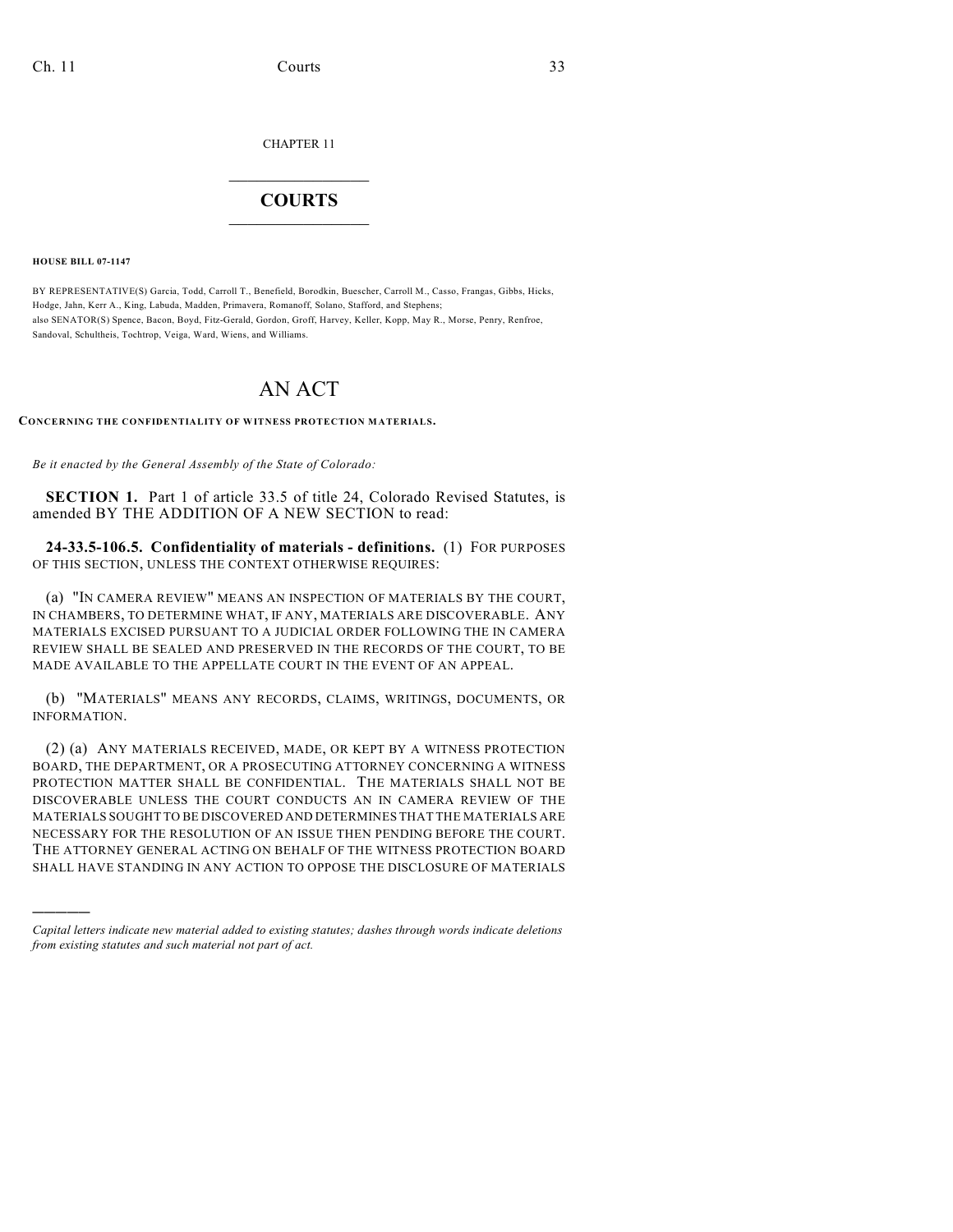CHAPTER 11

# COURTS

**HOUSE BILL 07-1147**

BY REPRESENTATIVE(S) Garcia, Todd, Carroll T., Benefield, Borodkin, Buescher, Carroll M., Casso, Frangas, Gibbs, Hicks, Hodge, Jahn, Kerr A., King, Labuda, Madden, Primavera, Romanoff, Solano, Stafford, and Stephens;
also SENATOR(S) Spence, Bacon, Boyd, Fitz-Gerald, Gordon, Groff, Harvey, Keller, Kopp, May R., Morse, Penry, Renfroe, Sandoval, Schultheis, Tochtrop, Veiga, Ward, Wiens, and Williams.

# AN ACT

**CONCERNING THE CONFIDENTIALITY OF WITNESS PROTECTION MATERIALS.**

*Be it enacted by the General Assembly of the State of Colorado:*

**SECTION 1.** Part 1 of article 33.5 of title 24, Colorado Revised Statutes, is amended BY THE ADDITION OF A NEW SECTION to read:

**24-33.5-106.5. Confidentiality of materials - definitions.** (1) FOR PURPOSES OF THIS SECTION, UNLESS THE CONTEXT OTHERWISE REQUIRES:

(a) "IN CAMERA REVIEW" MEANS AN INSPECTION OF MATERIALS BY THE COURT, IN CHAMBERS, TO DETERMINE WHAT, IF ANY, MATERIALS ARE DISCOVERABLE. ANY MATERIALS EXCISED PURSUANT TO A JUDICIAL ORDER FOLLOWING THE IN CAMERA REVIEW SHALL BE SEALED AND PRESERVED IN THE RECORDS OF THE COURT, TO BE MADE AVAILABLE TO THE APPELLATE COURT IN THE EVENT OF AN APPEAL.

(b) "MATERIALS" MEANS ANY RECORDS, CLAIMS, WRITINGS, DOCUMENTS, OR INFORMATION.

(2) (a) ANY MATERIALS RECEIVED, MADE, OR KEPT BY A WITNESS PROTECTION BOARD, THE DEPARTMENT, OR A PROSECUTING ATTORNEY CONCERNING A WITNESS PROTECTION MATTER SHALL BE CONFIDENTIAL. THE MATERIALS SHALL NOT BE DISCOVERABLE UNLESS THE COURT CONDUCTS AN IN CAMERA REVIEW OF THE MATERIALS SOUGHT TO BE DISCOVERED AND DETERMINES THAT THE MATERIALS ARE NECESSARY FOR THE RESOLUTION OF AN ISSUE THEN PENDING BEFORE THE COURT. THE ATTORNEY GENERAL ACTING ON BEHALF OF THE WITNESS PROTECTION BOARD SHALL HAVE STANDING IN ANY ACTION TO OPPOSE THE DISCLOSURE OF MATERIALS

---

*Capital letters indicate new material added to existing statutes; dashes through words indicate deletions from existing statutes and such material not part of act.*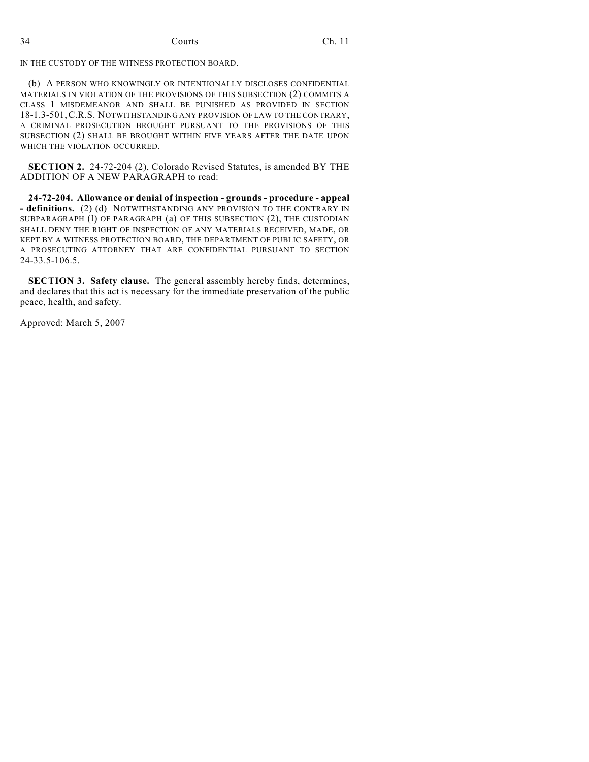IN THE CUSTODY OF THE WITNESS PROTECTION BOARD.

(b) A PERSON WHO KNOWINGLY OR INTENTIONALLY DISCLOSES CONFIDENTIAL MATERIALS IN VIOLATION OF THE PROVISIONS OF THIS SUBSECTION (2) COMMITS A CLASS 1 MISDEMEANOR AND SHALL BE PUNISHED AS PROVIDED IN SECTION 18-1.3-501, C.R.S. NOTWITHSTANDING ANY PROVISION OF LAW TO THE CONTRARY, A CRIMINAL PROSECUTION BROUGHT PURSUANT TO THE PROVISIONS OF THIS SUBSECTION (2) SHALL BE BROUGHT WITHIN FIVE YEARS AFTER THE DATE UPON WHICH THE VIOLATION OCCURRED.

**SECTION 2.** 24-72-204 (2), Colorado Revised Statutes, is amended BY THE ADDITION OF A NEW PARAGRAPH to read:

**24-72-204. Allowance or denial of inspection - grounds - procedure - appeal - definitions.** (2) (d) NOTWITHSTANDING ANY PROVISION TO THE CONTRARY IN SUBPARAGRAPH (I) OF PARAGRAPH (a) OF THIS SUBSECTION (2), THE CUSTODIAN SHALL DENY THE RIGHT OF INSPECTION OF ANY MATERIALS RECEIVED, MADE, OR KEPT BY A WITNESS PROTECTION BOARD, THE DEPARTMENT OF PUBLIC SAFETY, OR A PROSECUTING ATTORNEY THAT ARE CONFIDENTIAL PURSUANT TO SECTION 24-33.5-106.5.

**SECTION 3. Safety clause.** The general assembly hereby finds, determines, and declares that this act is necessary for the immediate preservation of the public peace, health, and safety.

Approved: March 5, 2007